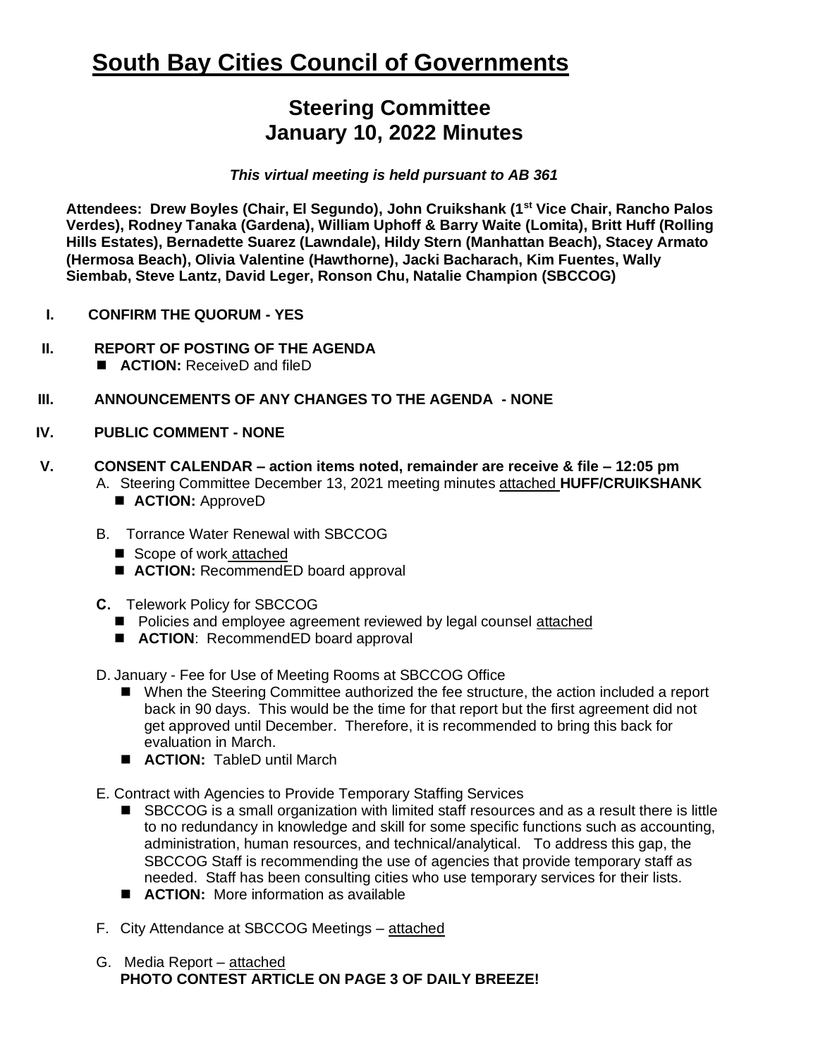# South Bay Cities Council of Governments

## Steering Committee
## January 10, 2022 Minutes

***This virtual meeting is held pursuant to AB 361***

**Attendees: Drew Boyles (Chair, El Segundo), John Cruikshank (1st Vice Chair, Rancho Palos Verdes), Rodney Tanaka (Gardena), William Uphoff & Barry Waite (Lomita), Britt Huff (Rolling Hills Estates), Bernadette Suarez (Lawndale), Hildy Stern (Manhattan Beach), Stacey Armato (Hermosa Beach), Olivia Valentine (Hawthorne), Jacki Bacharach, Kim Fuentes, Wally Siembab, Steve Lantz, David Leger, Ronson Chu, Natalie Champion (SBCCOG)**

**I. CONFIRM THE QUORUM - YES**

**II. REPORT OF POSTING OF THE AGENDA**

- **ACTION:** ReceiveD and fileD

**III. ANNOUNCEMENTS OF ANY CHANGES TO THE AGENDA - NONE**

**IV. PUBLIC COMMENT - NONE**

**V. CONSENT CALENDAR – action items noted, remainder are receive & file – 12:05 pm**

A. Steering Committee December 13, 2021 meeting minutes attached **HUFF/CRUIKSHANK**
- **ACTION:** ApproveD

B. Torrance Water Renewal with SBCCOG
- Scope of work attached
- **ACTION:** RecommendED board approval

**C.** Telework Policy for SBCCOG
- Policies and employee agreement reviewed by legal counsel attached
- **ACTION**: RecommendED board approval

D. January - Fee for Use of Meeting Rooms at SBCCOG Office
- When the Steering Committee authorized the fee structure, the action included a report back in 90 days. This would be the time for that report but the first agreement did not get approved until December. Therefore, it is recommended to bring this back for evaluation in March.
- **ACTION:** TableD until March

E. Contract with Agencies to Provide Temporary Staffing Services
- SBCCOG is a small organization with limited staff resources and as a result there is little to no redundancy in knowledge and skill for some specific functions such as accounting, administration, human resources, and technical/analytical. To address this gap, the SBCCOG Staff is recommending the use of agencies that provide temporary staff as needed. Staff has been consulting cities who use temporary services for their lists.
- **ACTION:** More information as available

F. City Attendance at SBCCOG Meetings – attached

G. Media Report – attached
**PHOTO CONTEST ARTICLE ON PAGE 3 OF DAILY BREEZE!**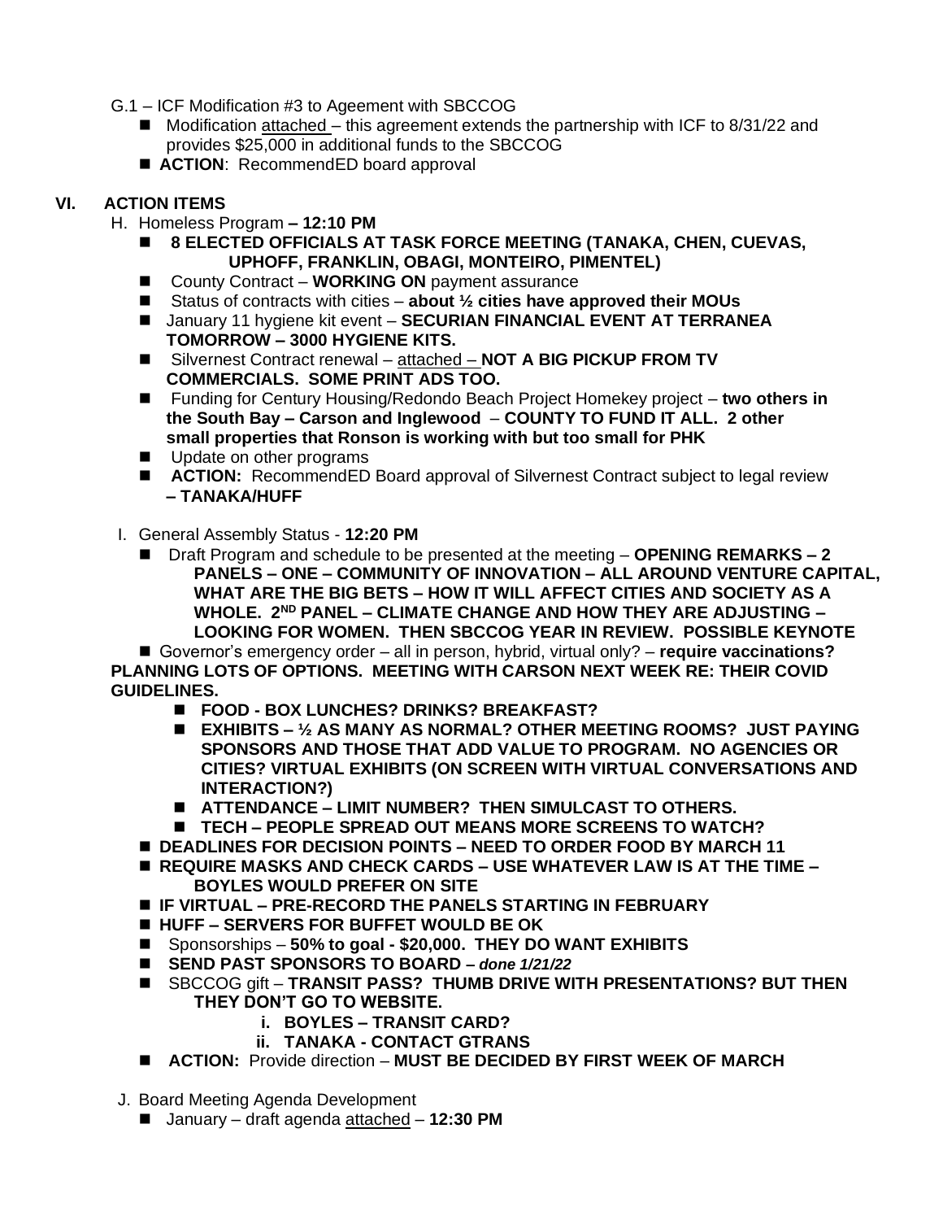G.1 – ICF Modification #3 to Ageement with SBCCOG

- Modification attached – this agreement extends the partnership with ICF to 8/31/22 and provides $25,000 in additional funds to the SBCCOG
- **ACTION**: RecommendED board approval

## VI. ACTION ITEMS

H. Homeless Program **– 12:10 PM**

- **8 ELECTED OFFICIALS AT TASK FORCE MEETING (TANAKA, CHEN, CUEVAS, UPHOFF, FRANKLIN, OBAGI, MONTEIRO, PIMENTEL)**
- County Contract – **WORKING ON** payment assurance
- Status of contracts with cities – **about ½ cities have approved their MOUs**
- January 11 hygiene kit event – **SECURIAN FINANCIAL EVENT AT TERRANEA TOMORROW – 3000 HYGIENE KITS.**
- Silvernest Contract renewal – attached – **NOT A BIG PICKUP FROM TV COMMERCIALS. SOME PRINT ADS TOO.**
- Funding for Century Housing/Redondo Beach Project Homekey project – **two others in the South Bay – Carson and Inglewood – COUNTY TO FUND IT ALL. 2 other small properties that Ronson is working with but too small for PHK**
- Update on other programs
- **ACTION:** RecommendED Board approval of Silvernest Contract subject to legal review **– TANAKA/HUFF**

I. General Assembly Status - **12:20 PM**

- Draft Program and schedule to be presented at the meeting – **OPENING REMARKS – 2 PANELS – ONE – COMMUNITY OF INNOVATION – ALL AROUND VENTURE CAPITAL, WHAT ARE THE BIG BETS – HOW IT WILL AFFECT CITIES AND SOCIETY AS A WHOLE. 2ND PANEL – CLIMATE CHANGE AND HOW THEY ARE ADJUSTING – LOOKING FOR WOMEN. THEN SBCCOG YEAR IN REVIEW. POSSIBLE KEYNOTE**
- Governor's emergency order – all in person, hybrid, virtual only? – **require vaccinations? PLANNING LOTS OF OPTIONS. MEETING WITH CARSON NEXT WEEK RE: THEIR COVID GUIDELINES.**
  - **FOOD - BOX LUNCHES? DRINKS? BREAKFAST?**
  - **EXHIBITS – ½ AS MANY AS NORMAL? OTHER MEETING ROOMS? JUST PAYING SPONSORS AND THOSE THAT ADD VALUE TO PROGRAM. NO AGENCIES OR CITIES? VIRTUAL EXHIBITS (ON SCREEN WITH VIRTUAL CONVERSATIONS AND INTERACTION?)**
  - **ATTENDANCE – LIMIT NUMBER? THEN SIMULCAST TO OTHERS.**
  - **TECH – PEOPLE SPREAD OUT MEANS MORE SCREENS TO WATCH?**
- **DEADLINES FOR DECISION POINTS – NEED TO ORDER FOOD BY MARCH 11**
- **REQUIRE MASKS AND CHECK CARDS – USE WHATEVER LAW IS AT THE TIME – BOYLES WOULD PREFER ON SITE**
- **IF VIRTUAL – PRE-RECORD THE PANELS STARTING IN FEBRUARY**
- **HUFF – SERVERS FOR BUFFET WOULD BE OK**
- Sponsorships – **50% to goal - $20,000. THEY DO WANT EXHIBITS**
- **SEND PAST SPONSORS TO BOARD –** ***done 1/21/22***
- SBCCOG gift – **TRANSIT PASS? THUMB DRIVE WITH PRESENTATIONS? BUT THEN THEY DON'T GO TO WEBSITE.**
  - i. **BOYLES – TRANSIT CARD?**
  - ii. **TANAKA - CONTACT GTRANS**
- **ACTION:** Provide direction – **MUST BE DECIDED BY FIRST WEEK OF MARCH**

J. Board Meeting Agenda Development

- January – draft agenda attached – **12:30 PM**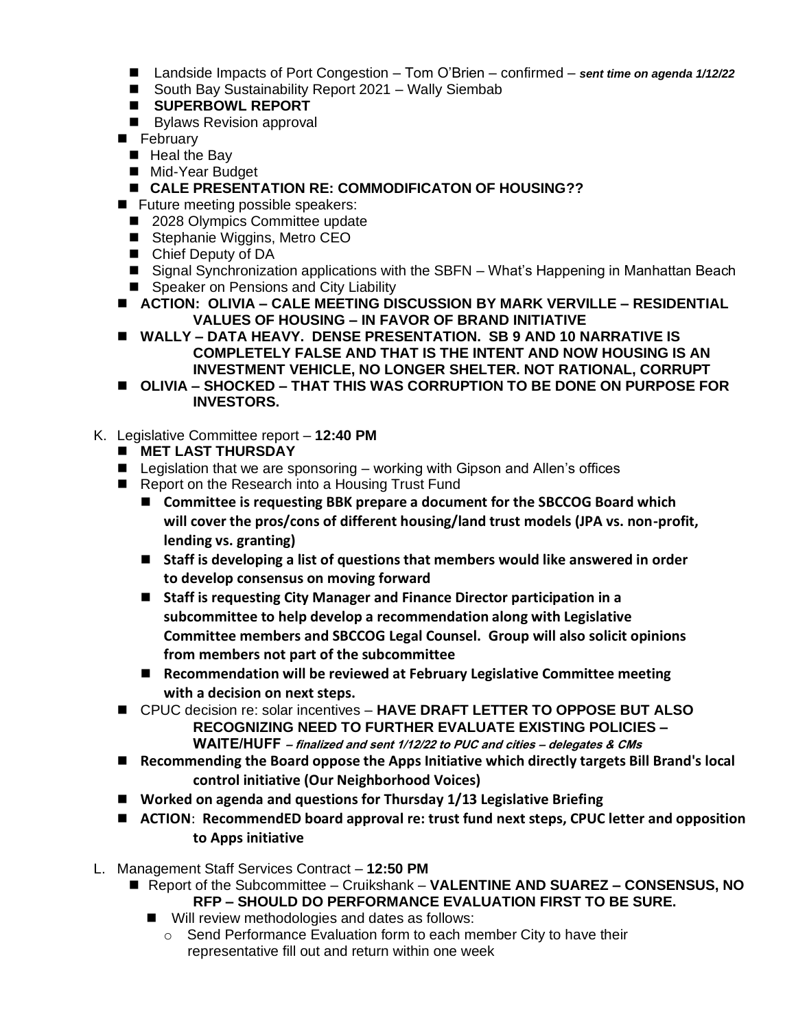- Landside Impacts of Port Congestion – Tom O'Brien – confirmed – ***sent time on agenda 1/12/22***
  - South Bay Sustainability Report 2021 – Wally Siembab
  - **SUPERBOWL REPORT**
  - Bylaws Revision approval
- February
  - Heal the Bay
  - Mid-Year Budget
  - **CALE PRESENTATION RE: COMMODIFICATON OF HOUSING??**
- Future meeting possible speakers:
  - 2028 Olympics Committee update
  - Stephanie Wiggins, Metro CEO
  - Chief Deputy of DA
  - Signal Synchronization applications with the SBFN – What's Happening in Manhattan Beach
  - Speaker on Pensions and City Liability
- **ACTION: OLIVIA – CALE MEETING DISCUSSION BY MARK VERVILLE – RESIDENTIAL VALUES OF HOUSING – IN FAVOR OF BRAND INITIATIVE**
- **WALLY – DATA HEAVY. DENSE PRESENTATION. SB 9 AND 10 NARRATIVE IS COMPLETELY FALSE AND THAT IS THE INTENT AND NOW HOUSING IS AN INVESTMENT VEHICLE, NO LONGER SHELTER. NOT RATIONAL, CORRUPT**
- **OLIVIA – SHOCKED – THAT THIS WAS CORRUPTION TO BE DONE ON PURPOSE FOR INVESTORS.**

K. Legislative Committee report – **12:40 PM**
- **MET LAST THURSDAY**
- Legislation that we are sponsoring – working with Gipson and Allen's offices
- Report on the Research into a Housing Trust Fund
  - **Committee is requesting BBK prepare a document for the SBCCOG Board which will cover the pros/cons of different housing/land trust models (JPA vs. non-profit, lending vs. granting)**
  - **Staff is developing a list of questions that members would like answered in order to develop consensus on moving forward**
  - **Staff is requesting City Manager and Finance Director participation in a subcommittee to help develop a recommendation along with Legislative Committee members and SBCCOG Legal Counsel. Group will also solicit opinions from members not part of the subcommittee**
  - **Recommendation will be reviewed at February Legislative Committee meeting with a decision on next steps.**
- CPUC decision re: solar incentives – **HAVE DRAFT LETTER TO OPPOSE BUT ALSO RECOGNIZING NEED TO FURTHER EVALUATE EXISTING POLICIES – WAITE/HUFF** ***– finalized and sent 1/12/22 to PUC and cities – delegates & CMs***
- **Recommending the Board oppose the Apps Initiative which directly targets Bill Brand's local control initiative (Our Neighborhood Voices)**
- **Worked on agenda and questions for Thursday 1/13 Legislative Briefing**
- **ACTION**: **RecommendED board approval re: trust fund next steps, CPUC letter and opposition to Apps initiative**

L. Management Staff Services Contract – **12:50 PM**
- Report of the Subcommittee – Cruikshank – **VALENTINE AND SUAREZ – CONSENSUS, NO RFP – SHOULD DO PERFORMANCE EVALUATION FIRST TO BE SURE.**
  - Will review methodologies and dates as follows:
    - Send Performance Evaluation form to each member City to have their representative fill out and return within one week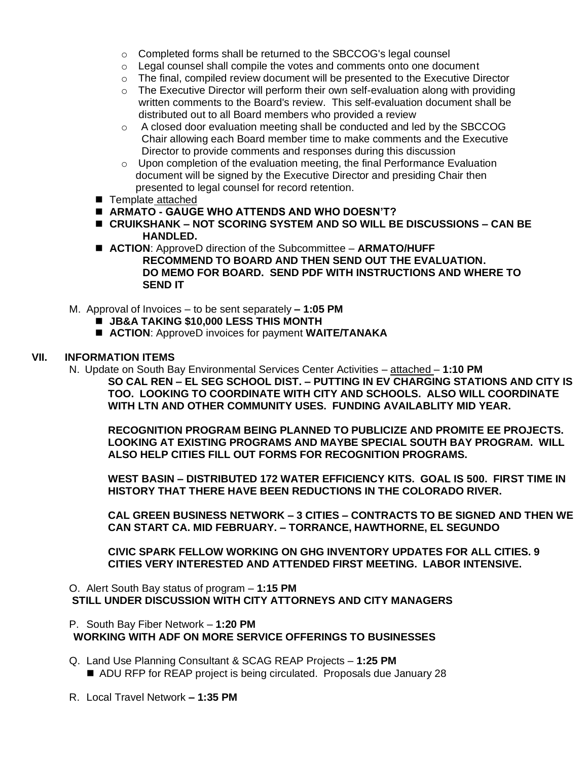- Completed forms shall be returned to the SBCCOG's legal counsel
- Legal counsel shall compile the votes and comments onto one document
- The final, compiled review document will be presented to the Executive Director
- The Executive Director will perform their own self-evaluation along with providing written comments to the Board's review. This self-evaluation document shall be distributed out to all Board members who provided a review
- A closed door evaluation meeting shall be conducted and led by the SBCCOG Chair allowing each Board member time to make comments and the Executive Director to provide comments and responses during this discussion
- Upon completion of the evaluation meeting, the final Performance Evaluation document will be signed by the Executive Director and presiding Chair then presented to legal counsel for record retention.

- Template attached
- **ARMATO - GAUGE WHO ATTENDS AND WHO DOESN'T?**
- **CRUIKSHANK – NOT SCORING SYSTEM AND SO WILL BE DISCUSSIONS – CAN BE HANDLED.**
- **ACTION**: ApproveD direction of the Subcommittee – **ARMATO/HUFF RECOMMEND TO BOARD AND THEN SEND OUT THE EVALUATION. DO MEMO FOR BOARD. SEND PDF WITH INSTRUCTIONS AND WHERE TO SEND IT**

M. Approval of Invoices – to be sent separately **– 1:05 PM**

- **JB&A TAKING $10,000 LESS THIS MONTH**
- **ACTION**: ApproveD invoices for payment **WAITE/TANAKA**

## VII. INFORMATION ITEMS

N. Update on South Bay Environmental Services Center Activities – attached – **1:10 PM**

**SO CAL REN – EL SEG SCHOOL DIST. – PUTTING IN EV CHARGING STATIONS AND CITY IS TOO. LOOKING TO COORDINATE WITH CITY AND SCHOOLS. ALSO WILL COORDINATE WITH LTN AND OTHER COMMUNITY USES. FUNDING AVAILABLITY MID YEAR.**

**RECOGNITION PROGRAM BEING PLANNED TO PUBLICIZE AND PROMITE EE PROJECTS. LOOKING AT EXISTING PROGRAMS AND MAYBE SPECIAL SOUTH BAY PROGRAM. WILL ALSO HELP CITIES FILL OUT FORMS FOR RECOGNITION PROGRAMS.**

**WEST BASIN – DISTRIBUTED 172 WATER EFFICIENCY KITS. GOAL IS 500. FIRST TIME IN HISTORY THAT THERE HAVE BEEN REDUCTIONS IN THE COLORADO RIVER.**

**CAL GREEN BUSINESS NETWORK – 3 CITIES – CONTRACTS TO BE SIGNED AND THEN WE CAN START CA. MID FEBRUARY. – TORRANCE, HAWTHORNE, EL SEGUNDO**

**CIVIC SPARK FELLOW WORKING ON GHG INVENTORY UPDATES FOR ALL CITIES. 9 CITIES VERY INTERESTED AND ATTENDED FIRST MEETING. LABOR INTENSIVE.**

O. Alert South Bay status of program – **1:15 PM**
**STILL UNDER DISCUSSION WITH CITY ATTORNEYS AND CITY MANAGERS**

P. South Bay Fiber Network – **1:20 PM**
**WORKING WITH ADF ON MORE SERVICE OFFERINGS TO BUSINESSES**

Q. Land Use Planning Consultant & SCAG REAP Projects – **1:25 PM**

- ADU RFP for REAP project is being circulated. Proposals due January 28

R. Local Travel Network **– 1:35 PM**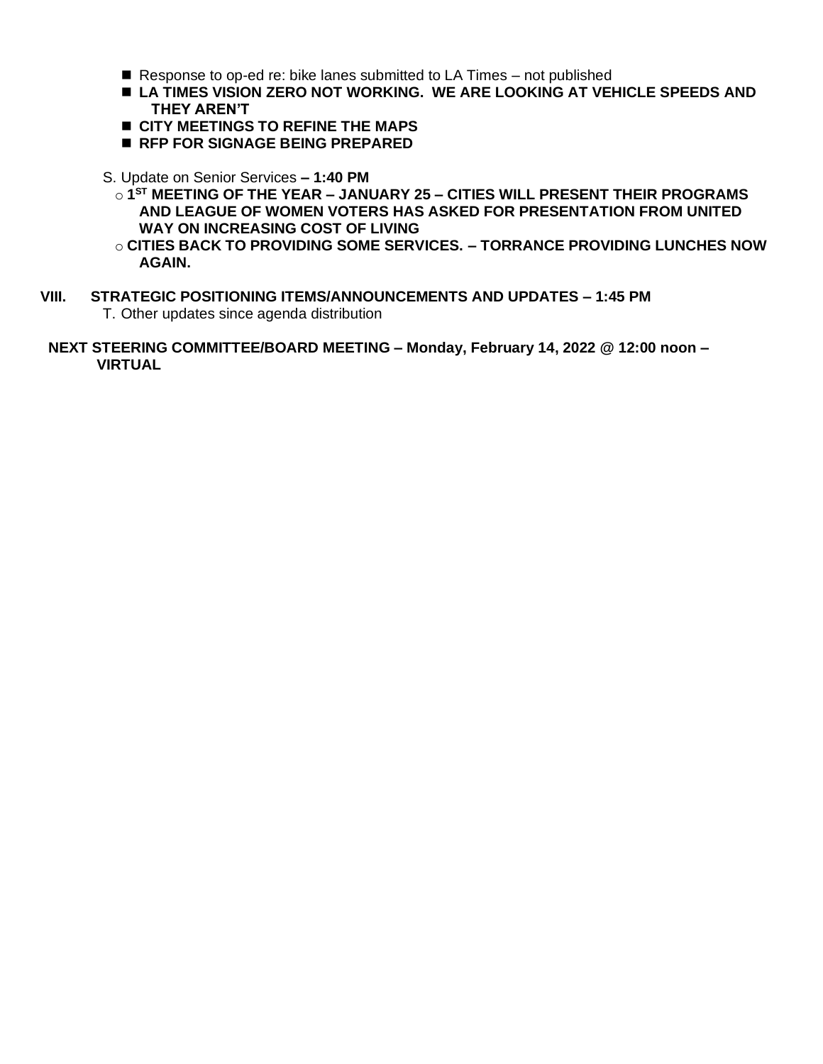- Response to op-ed re: bike lanes submitted to LA Times – not published
- **LA TIMES VISION ZERO NOT WORKING. WE ARE LOOKING AT VEHICLE SPEEDS AND THEY AREN'T**
- **CITY MEETINGS TO REFINE THE MAPS**
- **RFP FOR SIGNAGE BEING PREPARED**

S. Update on Senior Services **– 1:40 PM**

- **1ST MEETING OF THE YEAR – JANUARY 25 – CITIES WILL PRESENT THEIR PROGRAMS AND LEAGUE OF WOMEN VOTERS HAS ASKED FOR PRESENTATION FROM UNITED WAY ON INCREASING COST OF LIVING**
- **CITIES BACK TO PROVIDING SOME SERVICES. – TORRANCE PROVIDING LUNCHES NOW AGAIN.**

## VIII. STRATEGIC POSITIONING ITEMS/ANNOUNCEMENTS AND UPDATES – 1:45 PM

T. Other updates since agenda distribution

**NEXT STEERING COMMITTEE/BOARD MEETING – Monday, February 14, 2022 @ 12:00 noon – VIRTUAL**